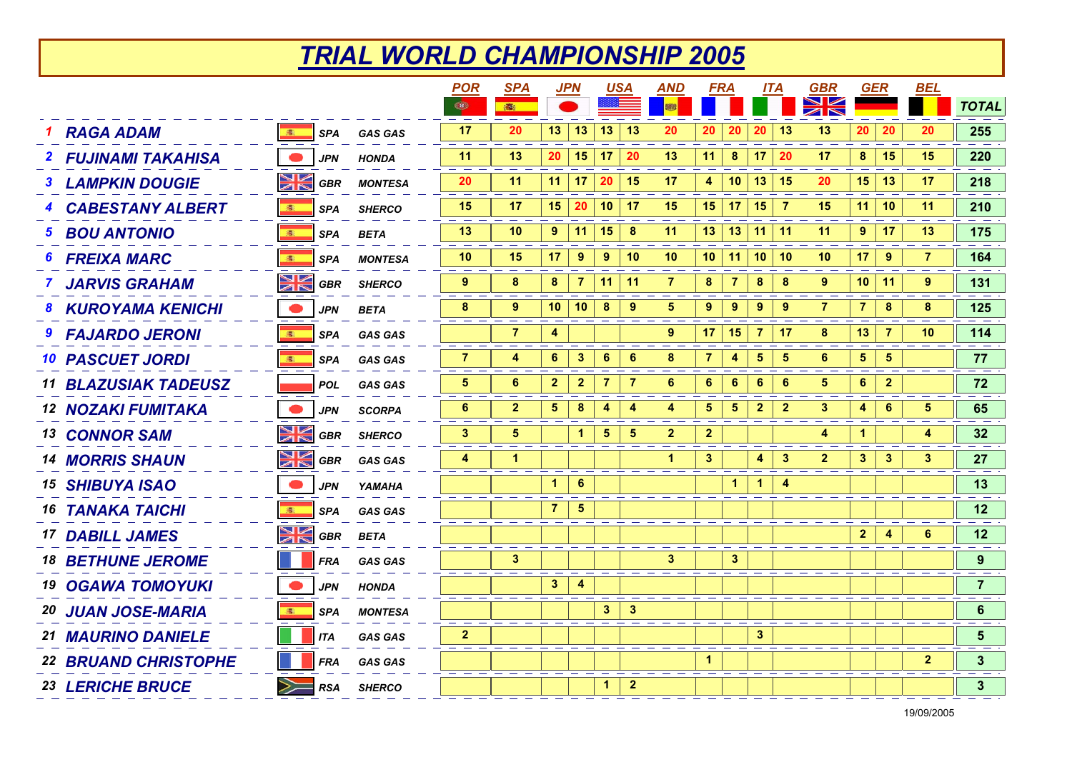# TRIAL WORLD CHAMPIONSHIP 2005

| | Rider | Nat. | Bike | POR | SPA | JPN | | USA | | AND | FRA | | ITA | | GBR | GER | | BEL | TOTAL |
|---|---|---|---|---|---|---|---|---|---|---|---|---|---|---|---|---|---|---|---|
| 1 | RAGA ADAM | SPA | GAS GAS | 17 | 20 | 13 | 13 | 13 | 13 | 20 | 20 | 20 | 20 | 13 | 13 | 20 | 20 | 20 | 255 |
| 2 | FUJINAMI TAKAHISA | JPN | HONDA | 11 | 13 | 20 | 15 | 17 | 20 | 13 | 11 | 8 | 17 | 20 | 17 | 8 | 15 | 15 | 220 |
| 3 | LAMPKIN DOUGIE | GBR | MONTESA | 20 | 11 | 11 | 17 | 20 | 15 | 17 | 4 | 10 | 13 | 15 | 20 | 15 | 13 | 17 | 218 |
| 4 | CABESTANY ALBERT | SPA | SHERCO | 15 | 17 | 15 | 20 | 10 | 17 | 15 | 15 | 17 | 15 | 7 | 15 | 11 | 10 | 11 | 210 |
| 5 | BOU ANTONIO | SPA | BETA | 13 | 10 | 9 | 11 | 15 | 8 | 11 | 13 | 13 | 11 | 11 | 11 | 9 | 17 | 13 | 175 |
| 6 | FREIXA MARC | SPA | MONTESA | 10 | 15 | 17 | 9 | 9 | 10 | 10 | 10 | 11 | 10 | 10 | 10 | 17 | 9 | 7 | 164 |
| 7 | JARVIS GRAHAM | GBR | SHERCO | 9 | 8 | 8 | 7 | 11 | 11 | 7 | 8 | 7 | 8 | 8 | 9 | 10 | 11 | 9 | 131 |
| 8 | KUROYAMA KENICHI | JPN | BETA | 8 | 9 | 10 | 10 | 8 | 9 | 5 | 9 | 9 | 9 | 9 | 7 | 7 | 8 | 8 | 125 |
| 9 | FAJARDO JERONI | SPA | GAS GAS | | 7 | 4 | | | | 9 | 17 | 15 | 7 | 17 | 8 | 13 | 7 | 10 | 114 |
| 10 | PASCUET JORDI | SPA | GAS GAS | 7 | 4 | 6 | 3 | 6 | 6 | 8 | 7 | 4 | 5 | 5 | 6 | 5 | 5 | | 77 |
| 11 | BLAZUSIAK TADEUSZ | POL | GAS GAS | 5 | 6 | 2 | 2 | 7 | 7 | 6 | 6 | 6 | 6 | 6 | 5 | 6 | 2 | | 72 |
| 12 | NOZAKI FUMITAKA | JPN | SCORPA | 6 | 2 | 5 | 8 | 4 | 4 | 4 | 5 | 5 | 2 | 2 | 3 | 4 | 6 | 5 | 65 |
| 13 | CONNOR SAM | GBR | SHERCO | 3 | 5 | | 1 | 5 | 5 | 2 | 2 | | | | 4 | 1 | | 4 | 32 |
| 14 | MORRIS SHAUN | GBR | GAS GAS | 4 | 1 | | | | | 1 | 3 | | 4 | 3 | 2 | 3 | 3 | 3 | 27 |
| 15 | SHIBUYA ISAO | JPN | YAMAHA | | | 1 | 6 | | | | | 1 | 1 | 4 | | | | | 13 |
| 16 | TANAKA TAICHI | SPA | GAS GAS | | | 7 | 5 | | | | | | | | | | | | 12 |
| 17 | DABILL JAMES | GBR | BETA | | | | | | | | | | | | | 2 | 4 | 6 | 12 |
| 18 | BETHUNE JEROME | FRA | GAS GAS | | 3 | | | | | 3 | | 3 | | | | | | | 9 |
| 19 | OGAWA TOMOYUKI | JPN | HONDA | | | 3 | 4 | | | | | | | | | | | | 7 |
| 20 | JUAN JOSE-MARIA | SPA | MONTESA | | | | | 3 | 3 | | | | | | | | | | 6 |
| 21 | MAURINO DANIELE | ITA | GAS GAS | 2 | | | | | | | | | 3 | | | | | | 5 |
| 22 | BRUAND CHRISTOPHE | FRA | GAS GAS | | | | | | | | 1 | | | | | | | 2 | 3 |
| 23 | LERICHE BRUCE | RSA | SHERCO | | | | | 1 | 2 | | | | | | | | | | 3 |

19/09/2005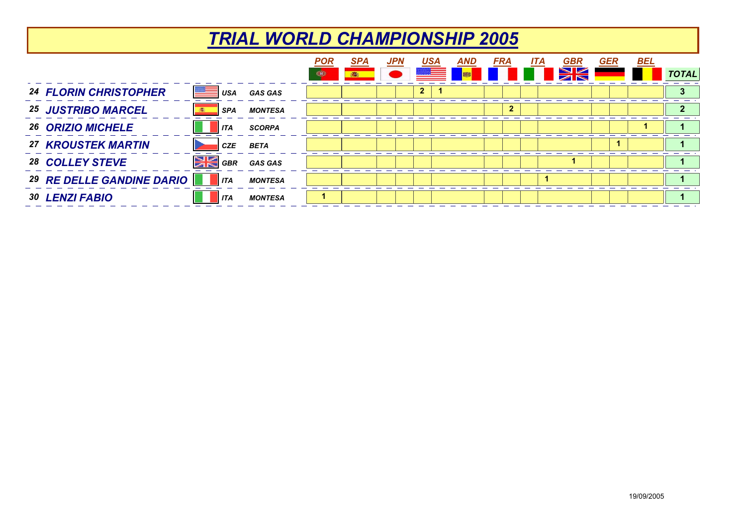# TRIAL WORLD CHAMPIONSHIP 2005

| | | | | POR | SPA | JPN | USA | AND | FRA | ITA | GBR | GER | BEL | TOTAL |
|---|---|---|---|---|---|---|---|---|---|---|---|---|---|---|
| 24 | FLORIN CHRISTOPHER | USA | GAS GAS | | | | 2 1 | | | | | | | 3 |
| 25 | JUSTRIBO MARCEL | SPA | MONTESA | | | | | | 2 | | | | | 2 |
| 26 | ORIZIO MICHELE | ITA | SCORPA | | | | | | | | | | 1 | 1 |
| 27 | KROUSTEK MARTIN | CZE | BETA | | | | | | | | | 1 | | 1 |
| 28 | COLLEY STEVE | GBR | GAS GAS | | | | | | | | 1 | | | 1 |
| 29 | RE DELLE GANDINE DARIO | ITA | MONTESA | | | | | | | 1 | | | | 1 |
| 30 | LENZI FABIO | ITA | MONTESA | 1 | | | | | | | | | | 1 |

19/09/2005